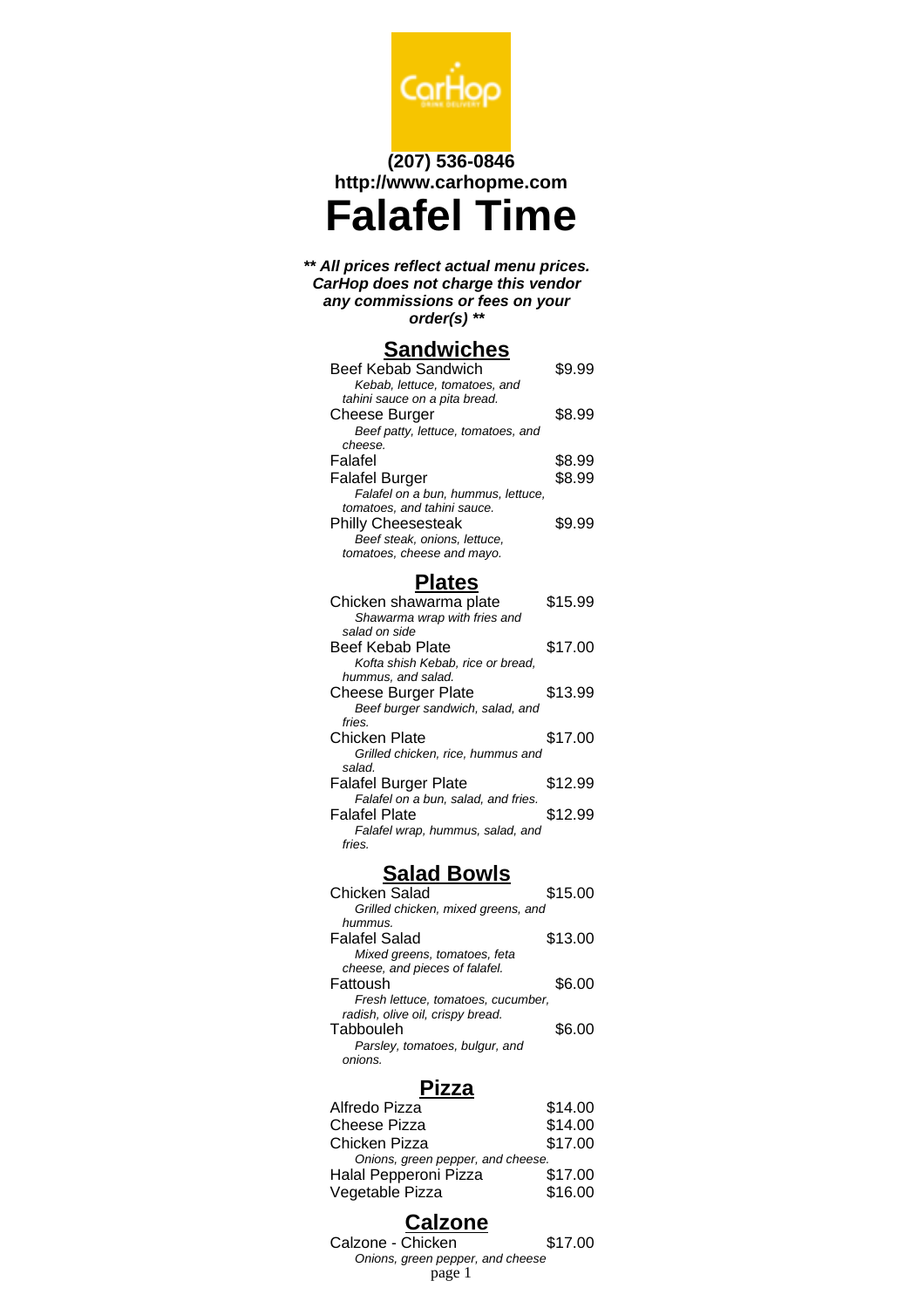**(207) 536-0846**
**http://www.carhopme.com**

# Falafel Time

***** All prices reflect actual menu prices. CarHop does not charge this vendor any commissions or fees on your order(s) *****

## Sandwiches

Beef Kebab Sandwich — $9.99
*Kebab, lettuce, tomatoes, and tahini sauce on a pita bread.*

Cheese Burger — $8.99
*Beef patty, lettuce, tomatoes, and cheese.*

Falafel — $8.99

Falafel Burger — $8.99
*Falafel on a bun, hummus, lettuce, tomatoes, and tahini sauce.*

Philly Cheesesteak — $9.99
*Beef steak, onions, lettuce, tomatoes, cheese and mayo.*

## Plates

Chicken shawarma plate — $15.99
*Shawarma wrap with fries and salad on side*

Beef Kebab Plate — $17.00
*Kofta shish Kebab, rice or bread, hummus, and salad.*

Cheese Burger Plate — $13.99
*Beef burger sandwich, salad, and fries.*

Chicken Plate — $17.00
*Grilled chicken, rice, hummus and salad.*

Falafel Burger Plate — $12.99
*Falafel on a bun, salad, and fries.*

Falafel Plate — $12.99
*Falafel wrap, hummus, salad, and fries.*

## Salad Bowls

Chicken Salad — $15.00
*Grilled chicken, mixed greens, and hummus.*

Falafel Salad — $13.00
*Mixed greens, tomatoes, feta cheese, and pieces of falafel.*

Fattoush — $6.00
*Fresh lettuce, tomatoes, cucumber, radish, olive oil, crispy bread.*

Tabbouleh — $6.00
*Parsley, tomatoes, bulgur, and onions.*

## Pizza

Alfredo Pizza — $14.00

Cheese Pizza — $14.00

Chicken Pizza — $17.00
*Onions, green pepper, and cheese.*

Halal Pepperoni Pizza — $17.00

Vegetable Pizza — $16.00

## Calzone

Calzone - Chicken — $17.00
*Onions, green pepper, and cheese*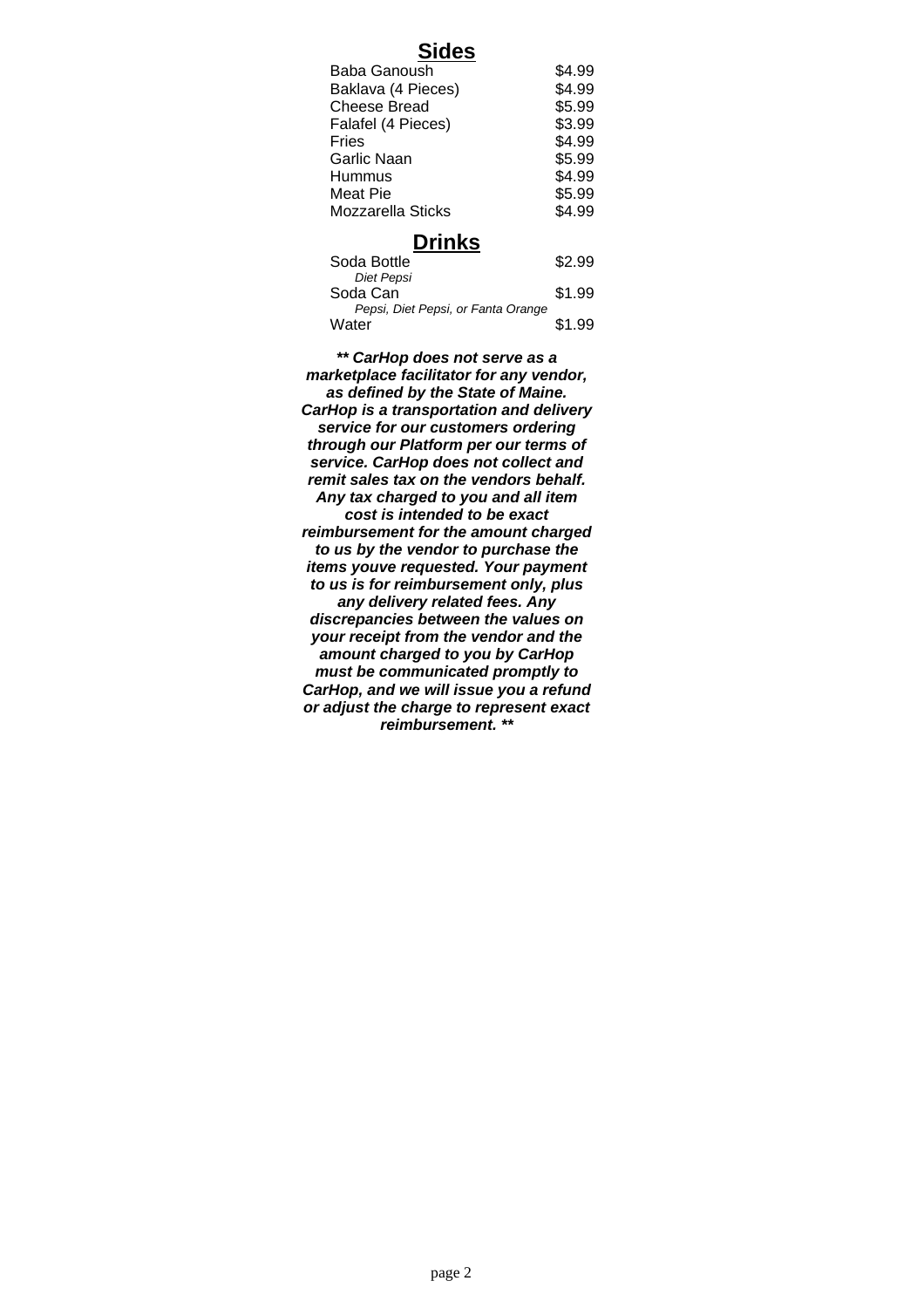## Sides

| | |
|---|---|
| Baba Ganoush | $4.99 |
| Baklava (4 Pieces) | $4.99 |
| Cheese Bread | $5.99 |
| Falafel (4 Pieces) | $3.99 |
| Fries | $4.99 |
| Garlic Naan | $5.99 |
| Hummus | $4.99 |
| Meat Pie | $5.99 |
| Mozzarella Sticks | $4.99 |

## Drinks

| | |
|---|---|
| Soda Bottle<br>*Diet Pepsi* | $2.99 |
| Soda Can<br>*Pepsi, Diet Pepsi, or Fanta Orange* | $1.99 |
| Water | $1.99 |

***\*\* CarHop does not serve as a marketplace facilitator for any vendor, as defined by the State of Maine. CarHop is a transportation and delivery service for our customers ordering through our Platform per our terms of service. CarHop does not collect and remit sales tax on the vendors behalf. Any tax charged to you and all item cost is intended to be exact reimbursement for the amount charged to us by the vendor to purchase the items youve requested. Your payment to us is for reimbursement only, plus any delivery related fees. Any discrepancies between the values on your receipt from the vendor and the amount charged to you by CarHop must be communicated promptly to CarHop, and we will issue you a refund or adjust the charge to represent exact reimbursement. \*\****